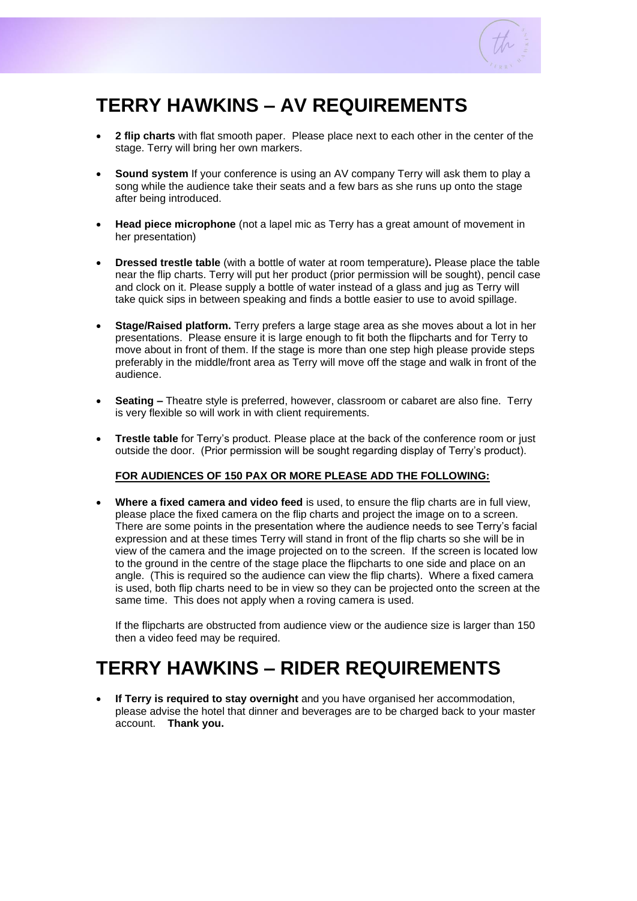# TERRY HAWKINS – AV REQUIREMENTS

- **2 flip charts** with flat smooth paper. Please place next to each other in the center of the stage. Terry will bring her own markers.
- **Sound system** If your conference is using an AV company Terry will ask them to play a song while the audience take their seats and a few bars as she runs up onto the stage after being introduced.
- **Head piece microphone** (not a lapel mic as Terry has a great amount of movement in her presentation)
- **Dressed trestle table** (with a bottle of water at room temperature)**.** Please place the table near the flip charts. Terry will put her product (prior permission will be sought), pencil case and clock on it. Please supply a bottle of water instead of a glass and jug as Terry will take quick sips in between speaking and finds a bottle easier to use to avoid spillage.
- **Stage/Raised platform.** Terry prefers a large stage area as she moves about a lot in her presentations. Please ensure it is large enough to fit both the flipcharts and for Terry to move about in front of them. If the stage is more than one step high please provide steps preferably in the middle/front area as Terry will move off the stage and walk in front of the audience.
- **Seating –** Theatre style is preferred, however, classroom or cabaret are also fine. Terry is very flexible so will work in with client requirements.
- **Trestle table** for Terry's product. Please place at the back of the conference room or just outside the door. (Prior permission will be sought regarding display of Terry's product).

**FOR AUDIENCES OF 150 PAX OR MORE PLEASE ADD THE FOLLOWING:**

- **Where a fixed camera and video feed** is used, to ensure the flip charts are in full view, please place the fixed camera on the flip charts and project the image on to a screen. There are some points in the presentation where the audience needs to see Terry's facial expression and at these times Terry will stand in front of the flip charts so she will be in view of the camera and the image projected on to the screen. If the screen is located low to the ground in the centre of the stage place the flipcharts to one side and place on an angle. (This is required so the audience can view the flip charts). Where a fixed camera is used, both flip charts need to be in view so they can be projected onto the screen at the same time. This does not apply when a roving camera is used.

  If the flipcharts are obstructed from audience view or the audience size is larger than 150 then a video feed may be required.

# TERRY HAWKINS – RIDER REQUIREMENTS

- **If Terry is required to stay overnight** and you have organised her accommodation, please advise the hotel that dinner and beverages are to be charged back to your master account. **Thank you.**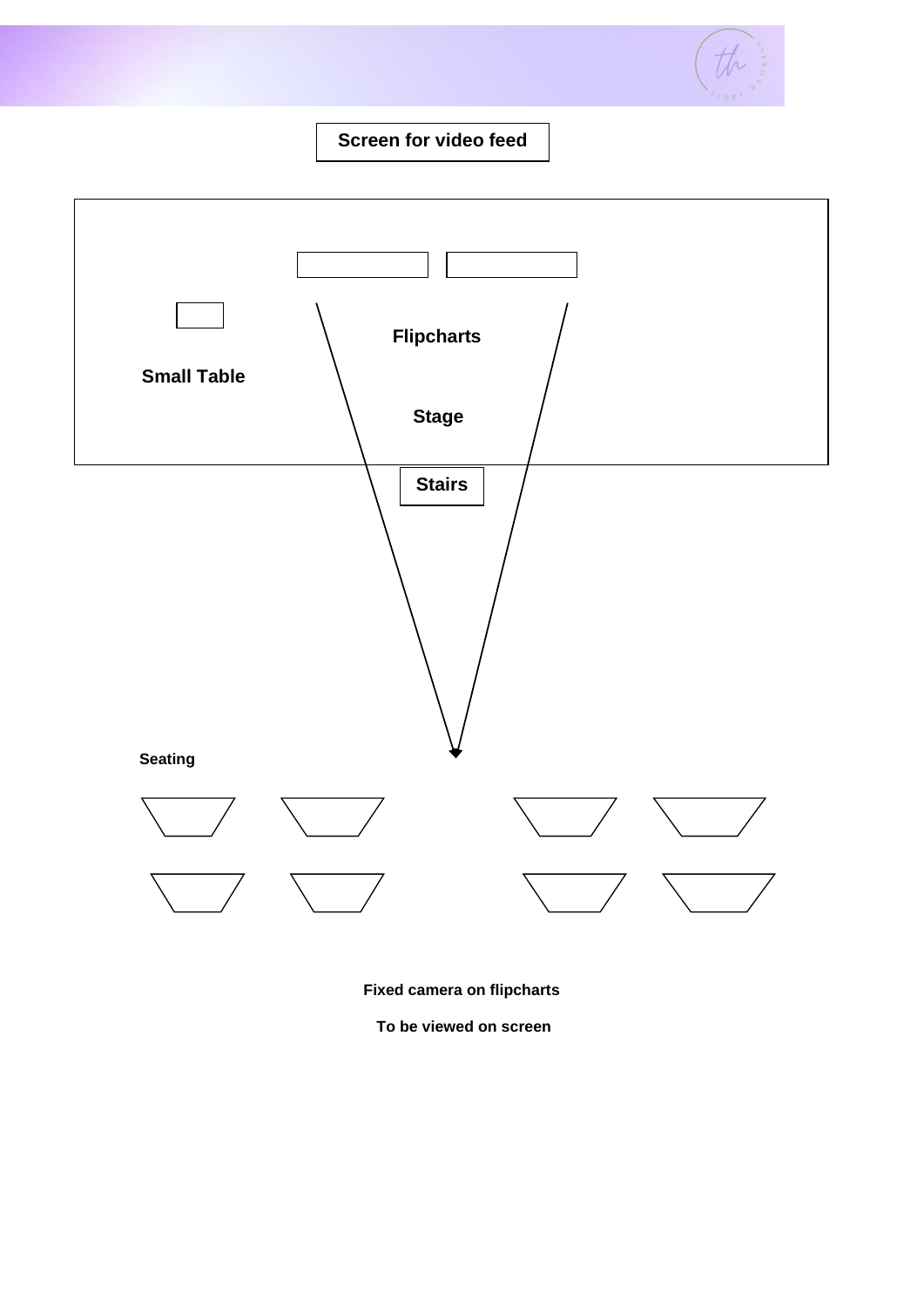Screen for video feed

Flipcharts

Small Table

Stage

Stairs

Seating

Fixed camera on flipcharts

To be viewed on screen